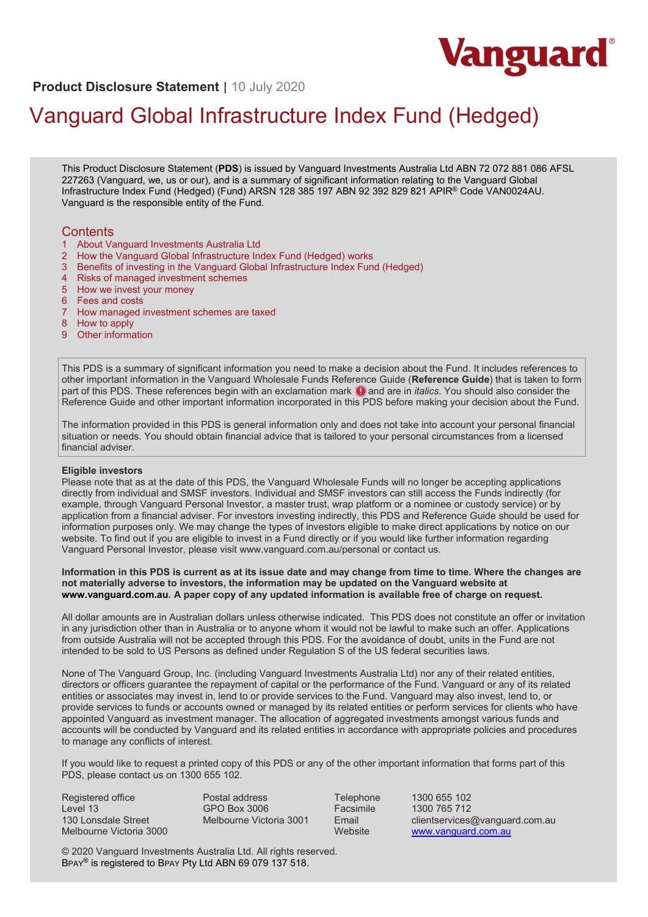Vanguard®

**Product Disclosure Statement** | 10 July 2020

# Vanguard Global Infrastructure Index Fund (Hedged)

This Product Disclosure Statement (**PDS**) is issued by Vanguard Investments Australia Ltd ABN 72 072 881 086 AFSL 227263 (Vanguard, we, us or our), and is a summary of significant information relating to the Vanguard Global Infrastructure Index Fund (Hedged) (Fund) ARSN 128 385 197 ABN 92 392 829 821 APIR® Code VAN0024AU. Vanguard is the responsible entity of the Fund.

## Contents

1 About Vanguard Investments Australia Ltd
2 How the Vanguard Global Infrastructure Index Fund (Hedged) works
3 Benefits of investing in the Vanguard Global Infrastructure Index Fund (Hedged)
4 Risks of managed investment schemes
5 How we invest your money
6 Fees and costs
7 How managed investment schemes are taxed
8 How to apply
9 Other information

This PDS is a summary of significant information you need to make a decision about the Fund. It includes references to other important information in the Vanguard Wholesale Funds Reference Guide (**Reference Guide**) that is taken to form part of this PDS. These references begin with an exclamation mark ! and are in *italics*. You should also consider the Reference Guide and other important information incorporated in this PDS before making your decision about the Fund.

The information provided in this PDS is general information only and does not take into account your personal financial situation or needs. You should obtain financial advice that is tailored to your personal circumstances from a licensed financial adviser.

**Eligible investors**

Please note that as at the date of this PDS, the Vanguard Wholesale Funds will no longer be accepting applications directly from individual and SMSF investors. Individual and SMSF investors can still access the Funds indirectly (for example, through Vanguard Personal Investor, a master trust, wrap platform or a nominee or custody service) or by application from a financial adviser. For investors investing indirectly, this PDS and Reference Guide should be used for information purposes only. We may change the types of investors eligible to make direct applications by notice on our website. To find out if you are eligible to invest in a Fund directly or if you would like further information regarding Vanguard Personal Investor, please visit www.vanguard.com.au/personal or contact us.

**Information in this PDS is current as at its issue date and may change from time to time. Where the changes are not materially adverse to investors, the information may be updated on the Vanguard website at www.vanguard.com.au. A paper copy of any updated information is available free of charge on request.**

All dollar amounts are in Australian dollars unless otherwise indicated. This PDS does not constitute an offer or invitation in any jurisdiction other than in Australia or to anyone whom it would not be lawful to make such an offer. Applications from outside Australia will not be accepted through this PDS. For the avoidance of doubt, units in the Fund are not intended to be sold to US Persons as defined under Regulation S of the US federal securities laws.

None of The Vanguard Group, Inc. (including Vanguard Investments Australia Ltd) nor any of their related entities, directors or officers guarantee the repayment of capital or the performance of the Fund. Vanguard or any of its related entities or associates may invest in, lend to or provide services to the Fund. Vanguard may also invest, lend to, or provide services to funds or accounts owned or managed by its related entities or perform services for clients who have appointed Vanguard as investment manager. The allocation of aggregated investments amongst various funds and accounts will be conducted by Vanguard and its related entities in accordance with appropriate policies and procedures to manage any conflicts of interest.

If you would like to request a printed copy of this PDS or any of the other important information that forms part of this PDS, please contact us on 1300 655 102.

Registered office
Level 13
130 Lonsdale Street
Melbourne Victoria 3000

Postal address
GPO Box 3006
Melbourne Victoria 3001

| | |
|---|---|
| Telephone | 1300 655 102 |
| Facsimile | 1300 765 712 |
| Email | clientservices@vanguard.com.au |
| Website | www.vanguard.com.au |

© 2020 Vanguard Investments Australia Ltd. All rights reserved.
BPAY® is registered to BPAY Pty Ltd ABN 69 079 137 518.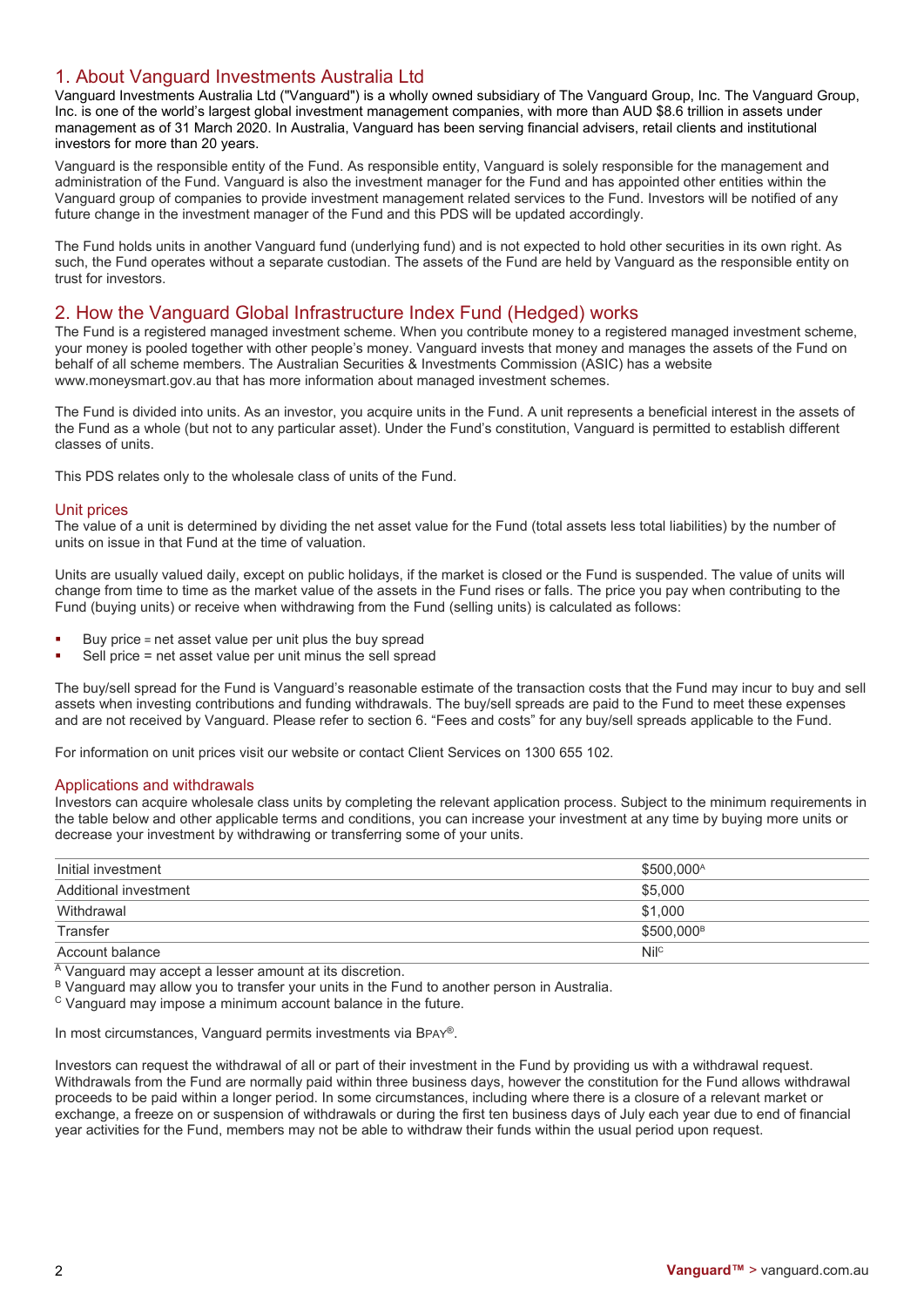## 1. About Vanguard Investments Australia Ltd

Vanguard Investments Australia Ltd ("Vanguard") is a wholly owned subsidiary of The Vanguard Group, Inc. The Vanguard Group, Inc. is one of the world's largest global investment management companies, with more than AUD $8.6 trillion in assets under management as of 31 March 2020. In Australia, Vanguard has been serving financial advisers, retail clients and institutional investors for more than 20 years.

Vanguard is the responsible entity of the Fund. As responsible entity, Vanguard is solely responsible for the management and administration of the Fund. Vanguard is also the investment manager for the Fund and has appointed other entities within the Vanguard group of companies to provide investment management related services to the Fund. Investors will be notified of any future change in the investment manager of the Fund and this PDS will be updated accordingly.

The Fund holds units in another Vanguard fund (underlying fund) and is not expected to hold other securities in its own right. As such, the Fund operates without a separate custodian. The assets of the Fund are held by Vanguard as the responsible entity on trust for investors.

## 2. How the Vanguard Global Infrastructure Index Fund (Hedged) works

The Fund is a registered managed investment scheme. When you contribute money to a registered managed investment scheme, your money is pooled together with other people's money. Vanguard invests that money and manages the assets of the Fund on behalf of all scheme members. The Australian Securities & Investments Commission (ASIC) has a website www.moneysmart.gov.au that has more information about managed investment schemes.

The Fund is divided into units. As an investor, you acquire units in the Fund. A unit represents a beneficial interest in the assets of the Fund as a whole (but not to any particular asset). Under the Fund's constitution, Vanguard is permitted to establish different classes of units.

This PDS relates only to the wholesale class of units of the Fund.

### Unit prices

The value of a unit is determined by dividing the net asset value for the Fund (total assets less total liabilities) by the number of units on issue in that Fund at the time of valuation.

Units are usually valued daily, except on public holidays, if the market is closed or the Fund is suspended. The value of units will change from time to time as the market value of the assets in the Fund rises or falls. The price you pay when contributing to the Fund (buying units) or receive when withdrawing from the Fund (selling units) is calculated as follows:

- Buy price = net asset value per unit plus the buy spread
- Sell price = net asset value per unit minus the sell spread

The buy/sell spread for the Fund is Vanguard's reasonable estimate of the transaction costs that the Fund may incur to buy and sell assets when investing contributions and funding withdrawals. The buy/sell spreads are paid to the Fund to meet these expenses and are not received by Vanguard. Please refer to section 6. "Fees and costs" for any buy/sell spreads applicable to the Fund.

For information on unit prices visit our website or contact Client Services on 1300 655 102.

### Applications and withdrawals

Investors can acquire wholesale class units by completing the relevant application process. Subject to the minimum requirements in the table below and other applicable terms and conditions, you can increase your investment at any time by buying more units or decrease your investment by withdrawing or transferring some of your units.

| | |
|---|---|
| Initial investment | $500,000[A] |
| Additional investment | $5,000 |
| Withdrawal | $1,000 |
| Transfer | $500,000[B] |
| Account balance | Nil[C] |

[A] Vanguard may accept a lesser amount at its discretion.
[B] Vanguard may allow you to transfer your units in the Fund to another person in Australia.
[C] Vanguard may impose a minimum account balance in the future.

In most circumstances, Vanguard permits investments via BPAY®.

Investors can request the withdrawal of all or part of their investment in the Fund by providing us with a withdrawal request. Withdrawals from the Fund are normally paid within three business days, however the constitution for the Fund allows withdrawal proceeds to be paid within a longer period. In some circumstances, including where there is a closure of a relevant market or exchange, a freeze on or suspension of withdrawals or during the first ten business days of July each year due to end of financial year activities for the Fund, members may not be able to withdraw their funds within the usual period upon request.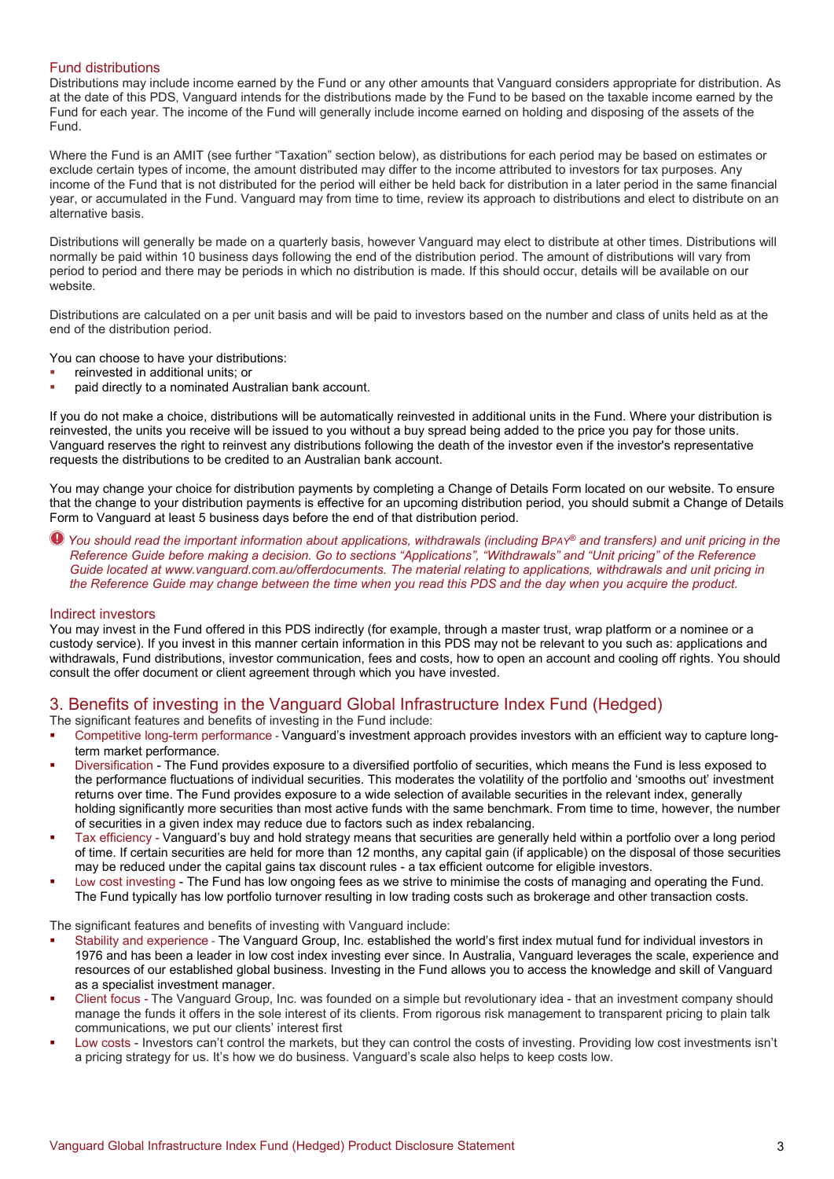### Fund distributions

Distributions may include income earned by the Fund or any other amounts that Vanguard considers appropriate for distribution. As at the date of this PDS, Vanguard intends for the distributions made by the Fund to be based on the taxable income earned by the Fund for each year. The income of the Fund will generally include income earned on holding and disposing of the assets of the Fund.

Where the Fund is an AMIT (see further "Taxation" section below), as distributions for each period may be based on estimates or exclude certain types of income, the amount distributed may differ to the income attributed to investors for tax purposes. Any income of the Fund that is not distributed for the period will either be held back for distribution in a later period in the same financial year, or accumulated in the Fund. Vanguard may from time to time, review its approach to distributions and elect to distribute on an alternative basis.

Distributions will generally be made on a quarterly basis, however Vanguard may elect to distribute at other times. Distributions will normally be paid within 10 business days following the end of the distribution period. The amount of distributions will vary from period to period and there may be periods in which no distribution is made. If this should occur, details will be available on our website.

Distributions are calculated on a per unit basis and will be paid to investors based on the number and class of units held as at the end of the distribution period.

You can choose to have your distributions:

- reinvested in additional units; or
- paid directly to a nominated Australian bank account.

If you do not make a choice, distributions will be automatically reinvested in additional units in the Fund. Where your distribution is reinvested, the units you receive will be issued to you without a buy spread being added to the price you pay for those units. Vanguard reserves the right to reinvest any distributions following the death of the investor even if the investor's representative requests the distributions to be credited to an Australian bank account.

You may change your choice for distribution payments by completing a Change of Details Form located on our website. To ensure that the change to your distribution payments is effective for an upcoming distribution period, you should submit a Change of Details Form to Vanguard at least 5 business days before the end of that distribution period.

*You should read the important information about applications, withdrawals (including BPAY® and transfers) and unit pricing in the Reference Guide before making a decision. Go to sections "Applications", "Withdrawals" and "Unit pricing" of the Reference Guide located at www.vanguard.com.au/offerdocuments. The material relating to applications, withdrawals and unit pricing in the Reference Guide may change between the time when you read this PDS and the day when you acquire the product.*

### Indirect investors

You may invest in the Fund offered in this PDS indirectly (for example, through a master trust, wrap platform or a nominee or a custody service). If you invest in this manner certain information in this PDS may not be relevant to you such as: applications and withdrawals, Fund distributions, investor communication, fees and costs, how to open an account and cooling off rights. You should consult the offer document or client agreement through which you have invested.

## 3. Benefits of investing in the Vanguard Global Infrastructure Index Fund (Hedged)

The significant features and benefits of investing in the Fund include:

- Competitive long-term performance - Vanguard's investment approach provides investors with an efficient way to capture long-term market performance.
- Diversification - The Fund provides exposure to a diversified portfolio of securities, which means the Fund is less exposed to the performance fluctuations of individual securities. This moderates the volatility of the portfolio and 'smooths out' investment returns over time. The Fund provides exposure to a wide selection of available securities in the relevant index, generally holding significantly more securities than most active funds with the same benchmark. From time to time, however, the number of securities in a given index may reduce due to factors such as index rebalancing.
- Tax efficiency - Vanguard's buy and hold strategy means that securities are generally held within a portfolio over a long period of time. If certain securities are held for more than 12 months, any capital gain (if applicable) on the disposal of those securities may be reduced under the capital gains tax discount rules - a tax efficient outcome for eligible investors.
- Low cost investing - The Fund has low ongoing fees as we strive to minimise the costs of managing and operating the Fund. The Fund typically has low portfolio turnover resulting in low trading costs such as brokerage and other transaction costs.

The significant features and benefits of investing with Vanguard include:

- Stability and experience - The Vanguard Group, Inc. established the world's first index mutual fund for individual investors in 1976 and has been a leader in low cost index investing ever since. In Australia, Vanguard leverages the scale, experience and resources of our established global business. Investing in the Fund allows you to access the knowledge and skill of Vanguard as a specialist investment manager.
- Client focus - The Vanguard Group, Inc. was founded on a simple but revolutionary idea - that an investment company should manage the funds it offers in the sole interest of its clients. From rigorous risk management to transparent pricing to plain talk communications, we put our clients' interest first
- Low costs - Investors can't control the markets, but they can control the costs of investing. Providing low cost investments isn't a pricing strategy for us. It's how we do business. Vanguard's scale also helps to keep costs low.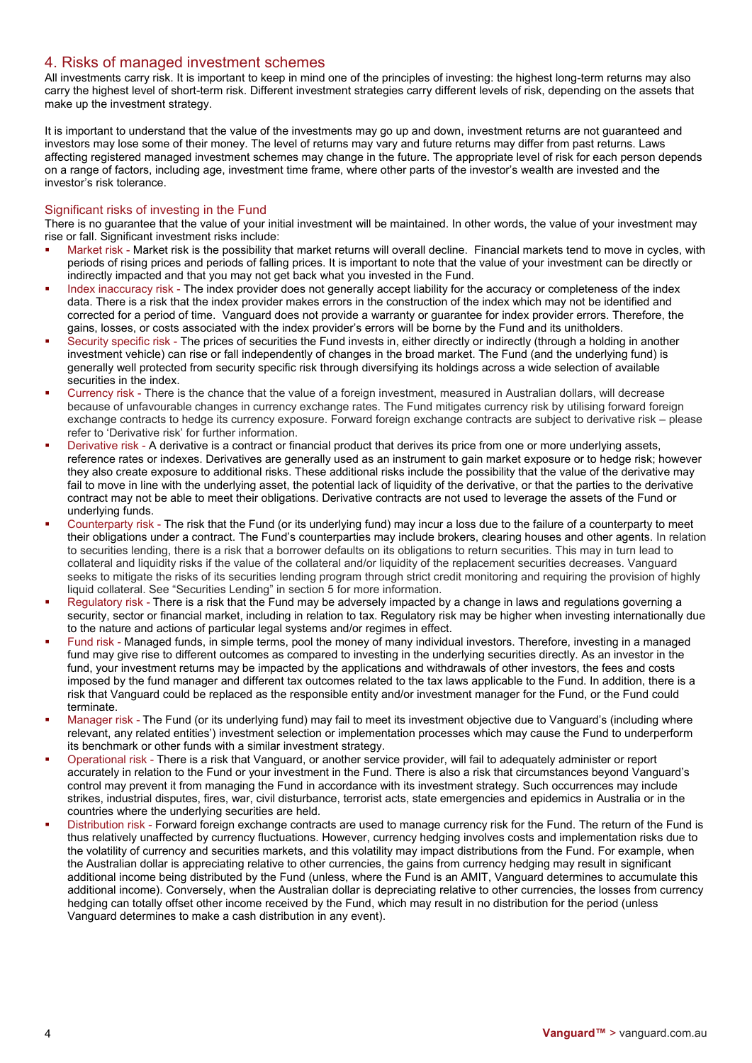## 4. Risks of managed investment schemes

All investments carry risk. It is important to keep in mind one of the principles of investing: the highest long-term returns may also carry the highest level of short-term risk. Different investment strategies carry different levels of risk, depending on the assets that make up the investment strategy.

It is important to understand that the value of the investments may go up and down, investment returns are not guaranteed and investors may lose some of their money. The level of returns may vary and future returns may differ from past returns. Laws affecting registered managed investment schemes may change in the future. The appropriate level of risk for each person depends on a range of factors, including age, investment time frame, where other parts of the investor's wealth are invested and the investor's risk tolerance.

### Significant risks of investing in the Fund

There is no guarantee that the value of your initial investment will be maintained. In other words, the value of your investment may rise or fall. Significant investment risks include:

- Market risk - Market risk is the possibility that market returns will overall decline. Financial markets tend to move in cycles, with periods of rising prices and periods of falling prices. It is important to note that the value of your investment can be directly or indirectly impacted and that you may not get back what you invested in the Fund.
- Index inaccuracy risk - The index provider does not generally accept liability for the accuracy or completeness of the index data. There is a risk that the index provider makes errors in the construction of the index which may not be identified and corrected for a period of time. Vanguard does not provide a warranty or guarantee for index provider errors. Therefore, the gains, losses, or costs associated with the index provider's errors will be borne by the Fund and its unitholders.
- Security specific risk - The prices of securities the Fund invests in, either directly or indirectly (through a holding in another investment vehicle) can rise or fall independently of changes in the broad market. The Fund (and the underlying fund) is generally well protected from security specific risk through diversifying its holdings across a wide selection of available securities in the index.
- Currency risk - There is the chance that the value of a foreign investment, measured in Australian dollars, will decrease because of unfavourable changes in currency exchange rates. The Fund mitigates currency risk by utilising forward foreign exchange contracts to hedge its currency exposure. Forward foreign exchange contracts are subject to derivative risk – please refer to 'Derivative risk' for further information.
- Derivative risk - A derivative is a contract or financial product that derives its price from one or more underlying assets, reference rates or indexes. Derivatives are generally used as an instrument to gain market exposure or to hedge risk; however they also create exposure to additional risks. These additional risks include the possibility that the value of the derivative may fail to move in line with the underlying asset, the potential lack of liquidity of the derivative, or that the parties to the derivative contract may not be able to meet their obligations. Derivative contracts are not used to leverage the assets of the Fund or underlying funds.
- Counterparty risk - The risk that the Fund (or its underlying fund) may incur a loss due to the failure of a counterparty to meet their obligations under a contract. The Fund's counterparties may include brokers, clearing houses and other agents. In relation to securities lending, there is a risk that a borrower defaults on its obligations to return securities. This may in turn lead to collateral and liquidity risks if the value of the collateral and/or liquidity of the replacement securities decreases. Vanguard seeks to mitigate the risks of its securities lending program through strict credit monitoring and requiring the provision of highly liquid collateral. See "Securities Lending" in section 5 for more information.
- Regulatory risk - There is a risk that the Fund may be adversely impacted by a change in laws and regulations governing a security, sector or financial market, including in relation to tax. Regulatory risk may be higher when investing internationally due to the nature and actions of particular legal systems and/or regimes in effect.
- Fund risk - Managed funds, in simple terms, pool the money of many individual investors. Therefore, investing in a managed fund may give rise to different outcomes as compared to investing in the underlying securities directly. As an investor in the fund, your investment returns may be impacted by the applications and withdrawals of other investors, the fees and costs imposed by the fund manager and different tax outcomes related to the tax laws applicable to the Fund. In addition, there is a risk that Vanguard could be replaced as the responsible entity and/or investment manager for the Fund, or the Fund could terminate.
- Manager risk - The Fund (or its underlying fund) may fail to meet its investment objective due to Vanguard's (including where relevant, any related entities') investment selection or implementation processes which may cause the Fund to underperform its benchmark or other funds with a similar investment strategy.
- Operational risk - There is a risk that Vanguard, or another service provider, will fail to adequately administer or report accurately in relation to the Fund or your investment in the Fund. There is also a risk that circumstances beyond Vanguard's control may prevent it from managing the Fund in accordance with its investment strategy. Such occurrences may include strikes, industrial disputes, fires, war, civil disturbance, terrorist acts, state emergencies and epidemics in Australia or in the countries where the underlying securities are held.
- Distribution risk - Forward foreign exchange contracts are used to manage currency risk for the Fund. The return of the Fund is thus relatively unaffected by currency fluctuations. However, currency hedging involves costs and implementation risks due to the volatility of currency and securities markets, and this volatility may impact distributions from the Fund. For example, when the Australian dollar is appreciating relative to other currencies, the gains from currency hedging may result in significant additional income being distributed by the Fund (unless, where the Fund is an AMIT, Vanguard determines to accumulate this additional income). Conversely, when the Australian dollar is depreciating relative to other currencies, the losses from currency hedging can totally offset other income received by the Fund, which may result in no distribution for the period (unless Vanguard determines to make a cash distribution in any event).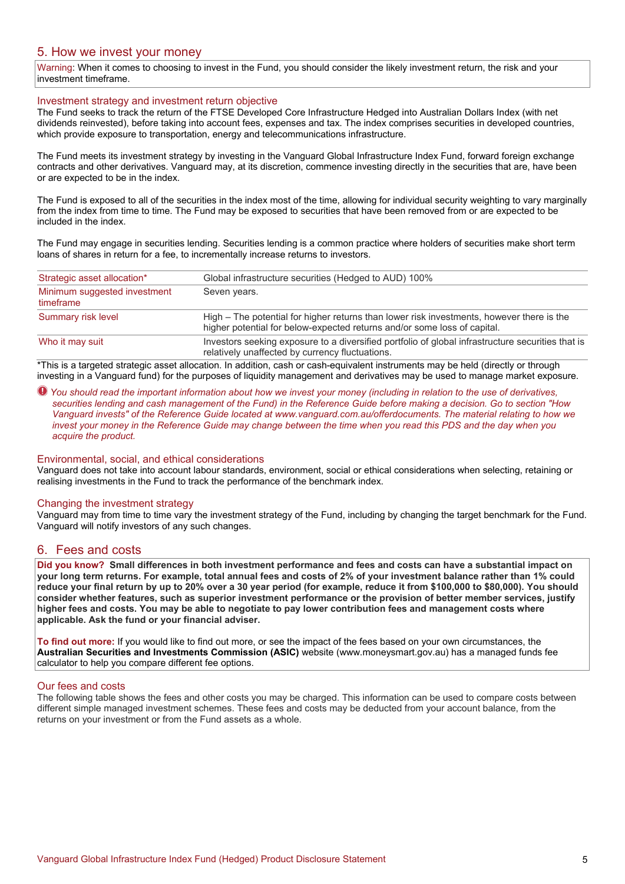## 5. How we invest your money

Warning: When it comes to choosing to invest in the Fund, you should consider the likely investment return, the risk and your investment timeframe.

### Investment strategy and investment return objective

The Fund seeks to track the return of the FTSE Developed Core Infrastructure Hedged into Australian Dollars Index (with net dividends reinvested), before taking into account fees, expenses and tax. The index comprises securities in developed countries, which provide exposure to transportation, energy and telecommunications infrastructure.

The Fund meets its investment strategy by investing in the Vanguard Global Infrastructure Index Fund, forward foreign exchange contracts and other derivatives. Vanguard may, at its discretion, commence investing directly in the securities that are, have been or are expected to be in the index.

The Fund is exposed to all of the securities in the index most of the time, allowing for individual security weighting to vary marginally from the index from time to time. The Fund may be exposed to securities that have been removed from or are expected to be included in the index.

The Fund may engage in securities lending. Securities lending is a common practice where holders of securities make short term loans of shares in return for a fee, to incrementally increase returns to investors.

| | |
|---|---|
| Strategic asset allocation* | Global infrastructure securities (Hedged to AUD) 100% |
| Minimum suggested investment timeframe | Seven years. |
| Summary risk level | High – The potential for higher returns than lower risk investments, however there is the higher potential for below-expected returns and/or some loss of capital. |
| Who it may suit | Investors seeking exposure to a diversified portfolio of global infrastructure securities that is relatively unaffected by currency fluctuations. |

*This is a targeted strategic asset allocation. In addition, cash or cash-equivalent instruments may be held (directly or through investing in a Vanguard fund) for the purposes of liquidity management and derivatives may be used to manage market exposure.

*You should read the important information about how we invest your money (including in relation to the use of derivatives, securities lending and cash management of the Fund) in the Reference Guide before making a decision. Go to section "How Vanguard invests" of the Reference Guide located at www.vanguard.com.au/offerdocuments. The material relating to how we invest your money in the Reference Guide may change between the time when you read this PDS and the day when you acquire the product.*

### Environmental, social, and ethical considerations

Vanguard does not take into account labour standards, environment, social or ethical considerations when selecting, retaining or realising investments in the Fund to track the performance of the benchmark index.

### Changing the investment strategy

Vanguard may from time to time vary the investment strategy of the Fund, including by changing the target benchmark for the Fund. Vanguard will notify investors of any such changes.

## 6. Fees and costs

**Did you know? Small differences in both investment performance and fees and costs can have a substantial impact on your long term returns. For example, total annual fees and costs of 2% of your investment balance rather than 1% could reduce your final return by up to 20% over a 30 year period (for example, reduce it from $100,000 to $80,000). You should consider whether features, such as superior investment performance or the provision of better member services, justify higher fees and costs. You may be able to negotiate to pay lower contribution fees and management costs where applicable. Ask the fund or your financial adviser.**

**To find out more:** If you would like to find out more, or see the impact of the fees based on your own circumstances, the **Australian Securities and Investments Commission (ASIC)** website (www.moneysmart.gov.au) has a managed funds fee calculator to help you compare different fee options.

### Our fees and costs

The following table shows the fees and other costs you may be charged. This information can be used to compare costs between different simple managed investment schemes. These fees and costs may be deducted from your account balance, from the returns on your investment or from the Fund assets as a whole.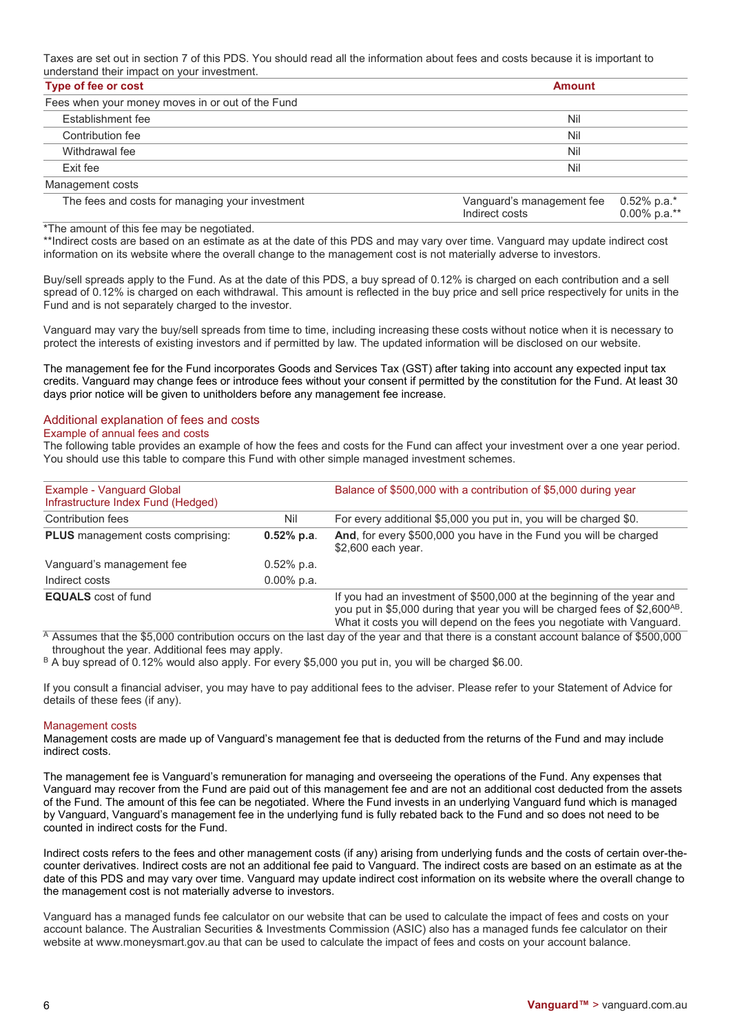Taxes are set out in section 7 of this PDS. You should read all the information about fees and costs because it is important to understand their impact on your investment.

| Type of fee or cost | Amount | |
|---|---|---|
| Fees when your money moves in or out of the Fund | | |
| Establishment fee | Nil | |
| Contribution fee | Nil | |
| Withdrawal fee | Nil | |
| Exit fee | Nil | |
| Management costs | | |
| The fees and costs for managing your investment | Vanguard's management fee<br>Indirect costs | 0.52% p.a.*<br>0.00% p.a.** |

*The amount of this fee may be negotiated.
**Indirect costs are based on an estimate as at the date of this PDS and may vary over time. Vanguard may update indirect cost information on its website where the overall change to the management cost is not materially adverse to investors.

Buy/sell spreads apply to the Fund. As at the date of this PDS, a buy spread of 0.12% is charged on each contribution and a sell spread of 0.12% is charged on each withdrawal. This amount is reflected in the buy price and sell price respectively for units in the Fund and is not separately charged to the investor.

Vanguard may vary the buy/sell spreads from time to time, including increasing these costs without notice when it is necessary to protect the interests of existing investors and if permitted by law. The updated information will be disclosed on our website.

The management fee for the Fund incorporates Goods and Services Tax (GST) after taking into account any expected input tax credits. Vanguard may change fees or introduce fees without your consent if permitted by the constitution for the Fund. At least 30 days prior notice will be given to unitholders before any management fee increase.

## Additional explanation of fees and costs

### Example of annual fees and costs

The following table provides an example of how the fees and costs for the Fund can affect your investment over a one year period. You should use this table to compare this Fund with other simple managed investment schemes.

| Example - Vanguard Global Infrastructure Index Fund (Hedged) | | Balance of $500,000 with a contribution of $5,000 during year |
|---|---|---|
| Contribution fees | Nil | For every additional $5,000 you put in, you will be charged $0. |
| **PLUS** management costs comprising: | **0.52% p.a.** | **And**, for every $500,000 you have in the Fund you will be charged $2,600 each year. |
| Vanguard's management fee | 0.52% p.a. | |
| Indirect costs | 0.00% p.a. | |
| **EQUALS** cost of fund | | If you had an investment of $500,000 at the beginning of the year and you put in $5,000 during that year you will be charged fees of $2,600[AB]. What it costs you will depend on the fees you negotiate with Vanguard. |

[A] Assumes that the $5,000 contribution occurs on the last day of the year and that there is a constant account balance of $500,000 throughout the year. Additional fees may apply.
[B] A buy spread of 0.12% would also apply. For every $5,000 you put in, you will be charged $6.00.

If you consult a financial adviser, you may have to pay additional fees to the adviser. Please refer to your Statement of Advice for details of these fees (if any).

### Management costs

Management costs are made up of Vanguard's management fee that is deducted from the returns of the Fund and may include indirect costs.

The management fee is Vanguard's remuneration for managing and overseeing the operations of the Fund. Any expenses that Vanguard may recover from the Fund are paid out of this management fee and are not an additional cost deducted from the assets of the Fund. The amount of this fee can be negotiated. Where the Fund invests in an underlying Vanguard fund which is managed by Vanguard, Vanguard's management fee in the underlying fund is fully rebated back to the Fund and so does not need to be counted in indirect costs for the Fund.

Indirect costs refers to the fees and other management costs (if any) arising from underlying funds and the costs of certain over-the-counter derivatives. Indirect costs are not an additional fee paid to Vanguard. The indirect costs are based on an estimate as at the date of this PDS and may vary over time. Vanguard may update indirect cost information on its website where the overall change to the management cost is not materially adverse to investors.

Vanguard has a managed funds fee calculator on our website that can be used to calculate the impact of fees and costs on your account balance. The Australian Securities & Investments Commission (ASIC) also has a managed funds fee calculator on their website at www.moneysmart.gov.au that can be used to calculate the impact of fees and costs on your account balance.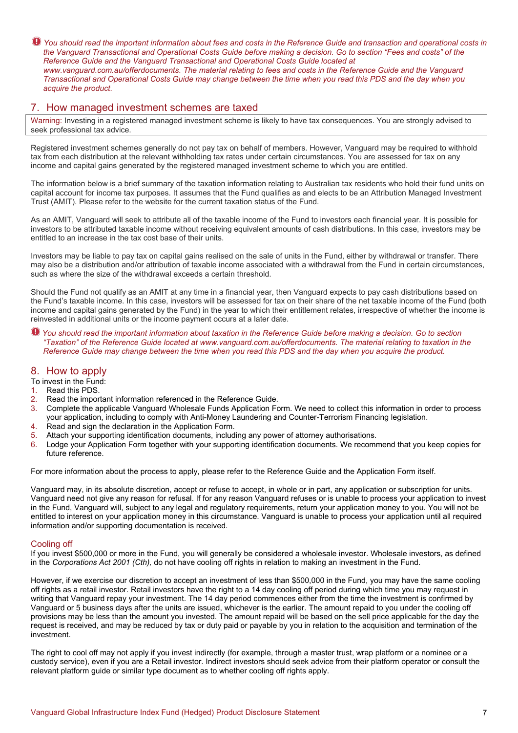*You should read the important information about fees and costs in the Reference Guide and transaction and operational costs in the Vanguard Transactional and Operational Costs Guide before making a decision. Go to section "Fees and costs" of the Reference Guide and the Vanguard Transactional and Operational Costs Guide located at www.vanguard.com.au/offerdocuments. The material relating to fees and costs in the Reference Guide and the Vanguard Transactional and Operational Costs Guide may change between the time when you read this PDS and the day when you acquire the product.*

## 7. How managed investment schemes are taxed

Warning: Investing in a registered managed investment scheme is likely to have tax consequences. You are strongly advised to seek professional tax advice.

Registered investment schemes generally do not pay tax on behalf of members. However, Vanguard may be required to withhold tax from each distribution at the relevant withholding tax rates under certain circumstances. You are assessed for tax on any income and capital gains generated by the registered managed investment scheme to which you are entitled.

The information below is a brief summary of the taxation information relating to Australian tax residents who hold their fund units on capital account for income tax purposes. It assumes that the Fund qualifies as and elects to be an Attribution Managed Investment Trust (AMIT). Please refer to the website for the current taxation status of the Fund.

As an AMIT, Vanguard will seek to attribute all of the taxable income of the Fund to investors each financial year. It is possible for investors to be attributed taxable income without receiving equivalent amounts of cash distributions. In this case, investors may be entitled to an increase in the tax cost base of their units.

Investors may be liable to pay tax on capital gains realised on the sale of units in the Fund, either by withdrawal or transfer. There may also be a distribution and/or attribution of taxable income associated with a withdrawal from the Fund in certain circumstances, such as where the size of the withdrawal exceeds a certain threshold.

Should the Fund not qualify as an AMIT at any time in a financial year, then Vanguard expects to pay cash distributions based on the Fund's taxable income. In this case, investors will be assessed for tax on their share of the net taxable income of the Fund (both income and capital gains generated by the Fund) in the year to which their entitlement relates, irrespective of whether the income is reinvested in additional units or the income payment occurs at a later date.

*You should read the important information about taxation in the Reference Guide before making a decision. Go to section "Taxation" of the Reference Guide located at www.vanguard.com.au/offerdocuments. The material relating to taxation in the Reference Guide may change between the time when you read this PDS and the day when you acquire the product.*

## 8. How to apply

To invest in the Fund:

1. Read this PDS.
2. Read the important information referenced in the Reference Guide.
3. Complete the applicable Vanguard Wholesale Funds Application Form. We need to collect this information in order to process your application, including to comply with Anti-Money Laundering and Counter-Terrorism Financing legislation.
4. Read and sign the declaration in the Application Form.
5. Attach your supporting identification documents, including any power of attorney authorisations.
6. Lodge your Application Form together with your supporting identification documents. We recommend that you keep copies for future reference.

For more information about the process to apply, please refer to the Reference Guide and the Application Form itself.

Vanguard may, in its absolute discretion, accept or refuse to accept, in whole or in part, any application or subscription for units. Vanguard need not give any reason for refusal. If for any reason Vanguard refuses or is unable to process your application to invest in the Fund, Vanguard will, subject to any legal and regulatory requirements, return your application money to you. You will not be entitled to interest on your application money in this circumstance. Vanguard is unable to process your application until all required information and/or supporting documentation is received.

### Cooling off

If you invest $500,000 or more in the Fund, you will generally be considered a wholesale investor. Wholesale investors, as defined in the *Corporations Act 2001 (Cth),* do not have cooling off rights in relation to making an investment in the Fund.

However, if we exercise our discretion to accept an investment of less than $500,000 in the Fund, you may have the same cooling off rights as a retail investor. Retail investors have the right to a 14 day cooling off period during which time you may request in writing that Vanguard repay your investment. The 14 day period commences either from the time the investment is confirmed by Vanguard or 5 business days after the units are issued, whichever is the earlier. The amount repaid to you under the cooling off provisions may be less than the amount you invested. The amount repaid will be based on the sell price applicable for the day the request is received, and may be reduced by tax or duty paid or payable by you in relation to the acquisition and termination of the investment.

The right to cool off may not apply if you invest indirectly (for example, through a master trust, wrap platform or a nominee or a custody service), even if you are a Retail investor. Indirect investors should seek advice from their platform operator or consult the relevant platform guide or similar type document as to whether cooling off rights apply.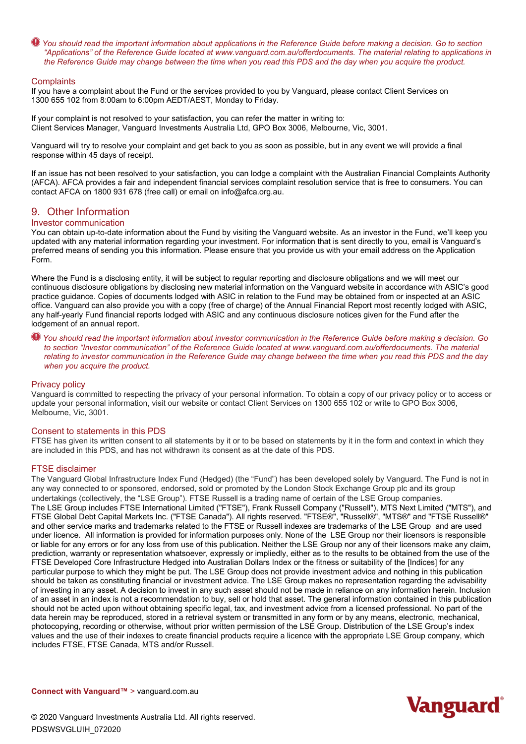*You should read the important information about applications in the Reference Guide before making a decision. Go to section "Applications" of the Reference Guide located at www.vanguard.com.au/offerdocuments. The material relating to applications in the Reference Guide may change between the time when you read this PDS and the day when you acquire the product.*

### Complaints

If you have a complaint about the Fund or the services provided to you by Vanguard, please contact Client Services on 1300 655 102 from 8:00am to 6:00pm AEDT/AEST, Monday to Friday.

If your complaint is not resolved to your satisfaction, you can refer the matter in writing to:
Client Services Manager, Vanguard Investments Australia Ltd, GPO Box 3006, Melbourne, Vic, 3001.

Vanguard will try to resolve your complaint and get back to you as soon as possible, but in any event we will provide a final response within 45 days of receipt.

If an issue has not been resolved to your satisfaction, you can lodge a complaint with the Australian Financial Complaints Authority (AFCA). AFCA provides a fair and independent financial services complaint resolution service that is free to consumers. You can contact AFCA on 1800 931 678 (free call) or email on info@afca.org.au.

## 9. Other Information

### Investor communication

You can obtain up-to-date information about the Fund by visiting the Vanguard website. As an investor in the Fund, we'll keep you updated with any material information regarding your investment. For information that is sent directly to you, email is Vanguard's preferred means of sending you this information. Please ensure that you provide us with your email address on the Application Form.

Where the Fund is a disclosing entity, it will be subject to regular reporting and disclosure obligations and we will meet our continuous disclosure obligations by disclosing new material information on the Vanguard website in accordance with ASIC's good practice guidance. Copies of documents lodged with ASIC in relation to the Fund may be obtained from or inspected at an ASIC office. Vanguard can also provide you with a copy (free of charge) of the Annual Financial Report most recently lodged with ASIC, any half-yearly Fund financial reports lodged with ASIC and any continuous disclosure notices given for the Fund after the lodgement of an annual report.

*You should read the important information about investor communication in the Reference Guide before making a decision. Go to section "Investor communication" of the Reference Guide located at www.vanguard.com.au/offerdocuments. The material relating to investor communication in the Reference Guide may change between the time when you read this PDS and the day when you acquire the product.*

### Privacy policy

Vanguard is committed to respecting the privacy of your personal information. To obtain a copy of our privacy policy or to access or update your personal information, visit our website or contact Client Services on 1300 655 102 or write to GPO Box 3006, Melbourne, Vic, 3001.

### Consent to statements in this PDS

FTSE has given its written consent to all statements by it or to be based on statements by it in the form and context in which they are included in this PDS, and has not withdrawn its consent as at the date of this PDS.

### FTSE disclaimer

The Vanguard Global Infrastructure Index Fund (Hedged) (the "Fund") has been developed solely by Vanguard. The Fund is not in any way connected to or sponsored, endorsed, sold or promoted by the London Stock Exchange Group plc and its group undertakings (collectively, the "LSE Group"). FTSE Russell is a trading name of certain of the LSE Group companies.
The LSE Group includes FTSE International Limited ("FTSE"), Frank Russell Company ("Russell"), MTS Next Limited ("MTS"), and FTSE Global Debt Capital Markets Inc. ("FTSE Canada"). All rights reserved. "FTSE®", "Russell®", "MTS®" and "FTSE Russell®" and other service marks and trademarks related to the FTSE or Russell indexes are trademarks of the LSE Group and are used under licence. All information is provided for information purposes only. None of the LSE Group nor their licensors is responsible or liable for any errors or for any loss from use of this publication. Neither the LSE Group nor any of their licensors make any claim, prediction, warranty or representation whatsoever, expressly or impliedly, either as to the results to be obtained from the use of the FTSE Developed Core Infrastructure Hedged into Australian Dollars Index or the fitness or suitability of the [Indices] for any particular purpose to which they might be put. The LSE Group does not provide investment advice and nothing in this publication should be taken as constituting financial or investment advice. The LSE Group makes no representation regarding the advisability of investing in any asset. A decision to invest in any such asset should not be made in reliance on any information herein. Inclusion of an asset in an index is not a recommendation to buy, sell or hold that asset. The general information contained in this publication should not be acted upon without obtaining specific legal, tax, and investment advice from a licensed professional. No part of the data herein may be reproduced, stored in a retrieval system or transmitted in any form or by any means, electronic, mechanical, photocopying, recording or otherwise, without prior written permission of the LSE Group. Distribution of the LSE Group's index values and the use of their indexes to create financial products require a licence with the appropriate LSE Group company, which includes FTSE, FTSE Canada, MTS and/or Russell.

**Connect with Vanguard™** > vanguard.com.au

© 2020 Vanguard Investments Australia Ltd. All rights reserved.
PDSWSVGLUIH_072020